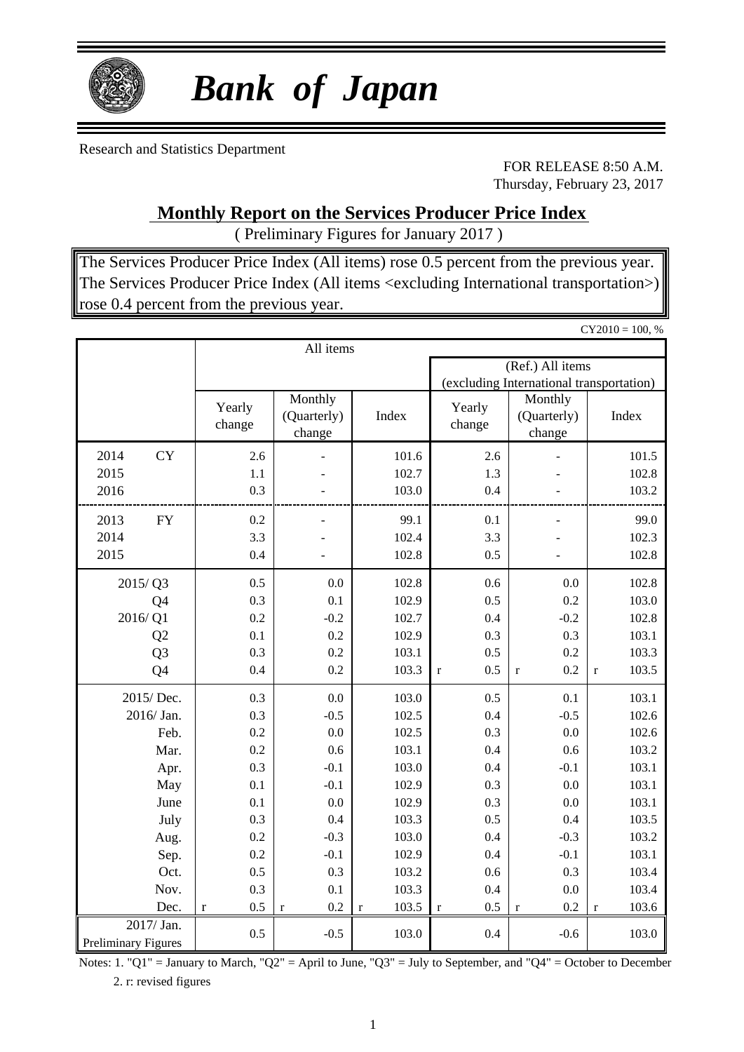# *Bank of Japan*

Research and Statistics Department

FOR RELEASE 8:50 A.M.
Thursday, February 23, 2017

## Monthly Report on the Services Producer Price Index

( Preliminary Figures for January 2017 )

The Services Producer Price Index (All items) rose 0.5 percent from the previous year.
The Services Producer Price Index (All items <excluding International transportation>) rose 0.4 percent from the previous year.

CY2010 = 100, %

| | All items | | | | | |
|---|---|---|---|---|---|---|
| | | | | (Ref.) All items (excluding International transportation) | | |
| | Yearly change | Monthly (Quarterly) change | Index | Yearly change | Monthly (Quarterly) change | Index |
| 2014 CY | 2.6 | - | 101.6 | 2.6 | - | 101.5 |
| 2015 | 1.1 | - | 102.7 | 1.3 | - | 102.8 |
| 2016 | 0.3 | - | 103.0 | 0.4 | - | 103.2 |
| 2013 FY | 0.2 | - | 99.1 | 0.1 | - | 99.0 |
| 2014 | 3.3 | - | 102.4 | 3.3 | - | 102.3 |
| 2015 | 0.4 | - | 102.8 | 0.5 | - | 102.8 |
| 2015/ Q3 | 0.5 | 0.0 | 102.8 | 0.6 | 0.0 | 102.8 |
| Q4 | 0.3 | 0.1 | 102.9 | 0.5 | 0.2 | 103.0 |
| 2016/ Q1 | 0.2 | -0.2 | 102.7 | 0.4 | -0.2 | 102.8 |
| Q2 | 0.1 | 0.2 | 102.9 | 0.3 | 0.3 | 103.1 |
| Q3 | 0.3 | 0.2 | 103.1 | 0.5 | 0.2 | 103.3 |
| Q4 | 0.4 | 0.2 | 103.3 | r 0.5 | r 0.2 | r 103.5 |
| 2015/ Dec. | 0.3 | 0.0 | 103.0 | 0.5 | 0.1 | 103.1 |
| 2016/ Jan. | 0.3 | -0.5 | 102.5 | 0.4 | -0.5 | 102.6 |
| Feb. | 0.2 | 0.0 | 102.5 | 0.3 | 0.0 | 102.6 |
| Mar. | 0.2 | 0.6 | 103.1 | 0.4 | 0.6 | 103.2 |
| Apr. | 0.3 | -0.1 | 103.0 | 0.4 | -0.1 | 103.1 |
| May | 0.1 | -0.1 | 102.9 | 0.3 | 0.0 | 103.1 |
| June | 0.1 | 0.0 | 102.9 | 0.3 | 0.0 | 103.1 |
| July | 0.3 | 0.4 | 103.3 | 0.5 | 0.4 | 103.5 |
| Aug. | 0.2 | -0.3 | 103.0 | 0.4 | -0.3 | 103.2 |
| Sep. | 0.2 | -0.1 | 102.9 | 0.4 | -0.1 | 103.1 |
| Oct. | 0.5 | 0.3 | 103.2 | 0.6 | 0.3 | 103.4 |
| Nov. | 0.3 | 0.1 | 103.3 | 0.4 | 0.0 | 103.4 |
| Dec. | r 0.5 | r 0.2 | r 103.5 | r 0.5 | r 0.2 | r 103.6 |
| 2017/ Jan. Preliminary Figures | 0.5 | -0.5 | 103.0 | 0.4 | -0.6 | 103.0 |

Notes: 1. "Q1" = January to March, "Q2" = April to June, "Q3" = July to September, and "Q4" = October to December
2. r: revised figures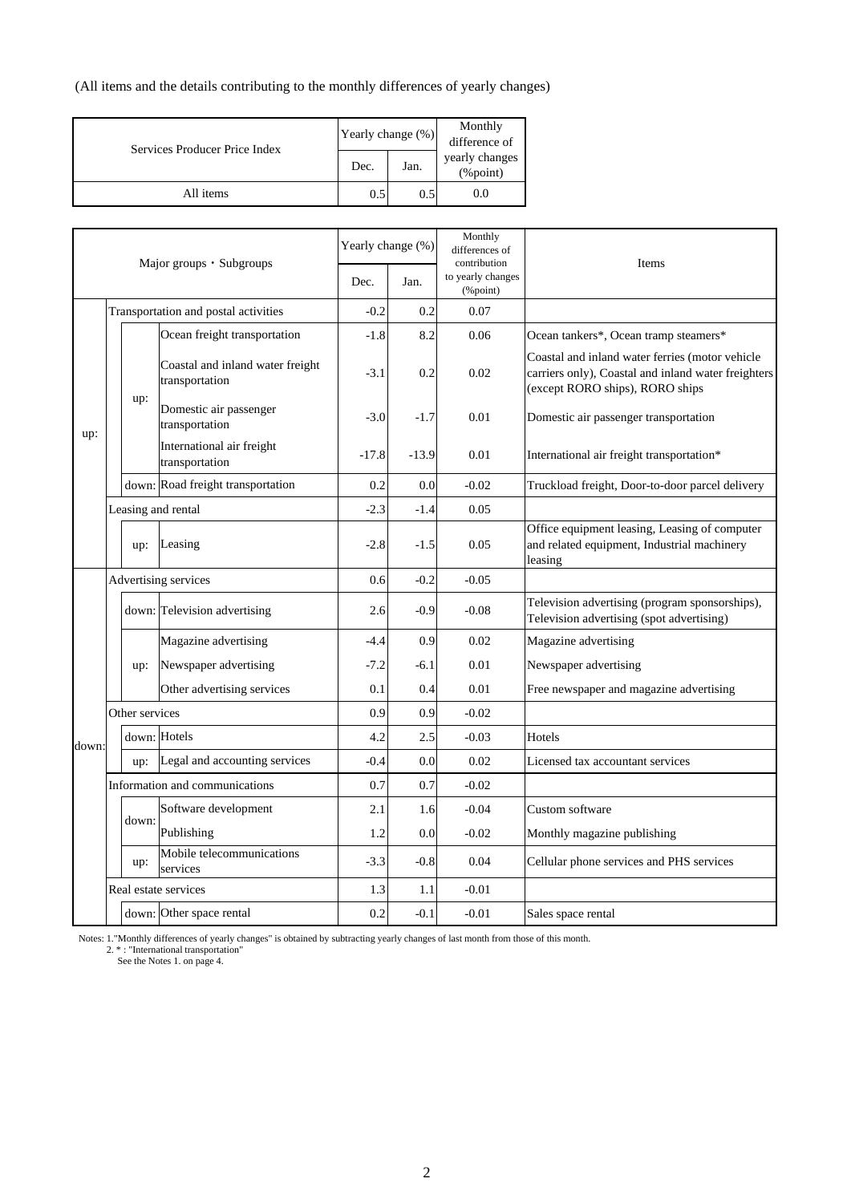(All items and the details contributing to the monthly differences of yearly changes)

| Services Producer Price Index | Yearly change (%) | | Monthly difference of yearly changes (%point) |
|---|---|---|---|
| | Dec. | Jan. | |
| All items | 0.5 | 0.5 | 0.0 |

| Major groups・Subgroups | | | Yearly change (%) | | Monthly differences of contribution to yearly changes (%point) | Items |
|---|---|---|---|---|---|---|
| | | | Dec. | Jan. | | |
| up: | Transportation and postal activities | | -0.2 | 0.2 | 0.07 | |
| | up: | Ocean freight transportation | -1.8 | 8.2 | 0.06 | Ocean tankers*, Ocean tramp steamers* |
| | | Coastal and inland water freight transportation | -3.1 | 0.2 | 0.02 | Coastal and inland water ferries (motor vehicle carriers only), Coastal and inland water freighters (except RORO ships), RORO ships |
| | | Domestic air passenger transportation | -3.0 | -1.7 | 0.01 | Domestic air passenger transportation |
| | | International air freight transportation | -17.8 | -13.9 | 0.01 | International air freight transportation* |
| | down: | Road freight transportation | 0.2 | 0.0 | -0.02 | Truckload freight, Door-to-door parcel delivery |
| | Leasing and rental | | -2.3 | -1.4 | 0.05 | |
| | up: | Leasing | -2.8 | -1.5 | 0.05 | Office equipment leasing, Leasing of computer and related equipment, Industrial machinery leasing |
| down: | Advertising services | | 0.6 | -0.2 | -0.05 | |
| | down: | Television advertising | 2.6 | -0.9 | -0.08 | Television advertising (program sponsorships), Television advertising (spot advertising) |
| | up: | Magazine advertising | -4.4 | 0.9 | 0.02 | Magazine advertising |
| | | Newspaper advertising | -7.2 | -6.1 | 0.01 | Newspaper advertising |
| | | Other advertising services | 0.1 | 0.4 | 0.01 | Free newspaper and magazine advertising |
| | Other services | | 0.9 | 0.9 | -0.02 | |
| | down: | Hotels | 4.2 | 2.5 | -0.03 | Hotels |
| | up: | Legal and accounting services | -0.4 | 0.0 | 0.02 | Licensed tax accountant services |
| | Information and communications | | 0.7 | 0.7 | -0.02 | |
| | down: | Software development | 2.1 | 1.6 | -0.04 | Custom software |
| | | Publishing | 1.2 | 0.0 | -0.02 | Monthly magazine publishing |
| | up: | Mobile telecommunications services | -3.3 | -0.8 | 0.04 | Cellular phone services and PHS services |
| | Real estate services | | 1.3 | 1.1 | -0.01 | |
| | down: | Other space rental | 0.2 | -0.1 | -0.01 | Sales space rental |

Notes: 1."Monthly differences of yearly changes" is obtained by subtracting yearly changes of last month from those of this month.
2. * : "International transportation"
See the Notes 1. on page 4.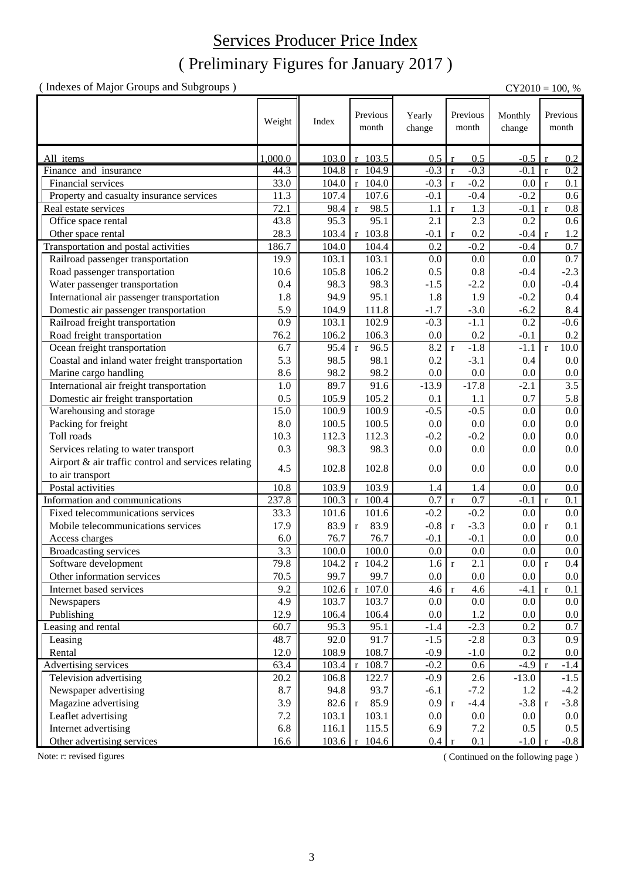# Services Producer Price Index

## ( Preliminary Figures for January 2017 )

( Indexes of Major Groups and Subgroups ) CY2010 = 100, %

| | Weight | Index | Previous month | Yearly change | Previous month | Monthly change | Previous month |
|---|---|---|---|---|---|---|---|
| All items | 1,000.0 | 103.0 | r 103.5 | 0.5 | r 0.5 | -0.5 | r 0.2 |
| Finance and insurance | 44.3 | 104.8 | r 104.9 | -0.3 | r -0.3 | -0.1 | r 0.2 |
| Financial services | 33.0 | 104.0 | r 104.0 | -0.3 | r -0.2 | 0.0 | r 0.1 |
| Property and casualty insurance services | 11.3 | 107.4 | 107.6 | -0.1 | -0.4 | -0.2 | 0.6 |
| Real estate services | 72.1 | 98.4 | r 98.5 | 1.1 | r 1.3 | -0.1 | r 0.8 |
| Office space rental | 43.8 | 95.3 | 95.1 | 2.1 | 2.3 | 0.2 | 0.6 |
| Other space rental | 28.3 | 103.4 | r 103.8 | -0.1 | r 0.2 | -0.4 | r 1.2 |
| Transportation and postal activities | 186.7 | 104.0 | 104.4 | 0.2 | -0.2 | -0.4 | 0.7 |
| Railroad passenger transportation | 19.9 | 103.1 | 103.1 | 0.0 | 0.0 | 0.0 | 0.7 |
| Road passenger transportation | 10.6 | 105.8 | 106.2 | 0.5 | 0.8 | -0.4 | -2.3 |
| Water passenger transportation | 0.4 | 98.3 | 98.3 | -1.5 | -2.2 | 0.0 | -0.4 |
| International air passenger transportation | 1.8 | 94.9 | 95.1 | 1.8 | 1.9 | -0.2 | 0.4 |
| Domestic air passenger transportation | 5.9 | 104.9 | 111.8 | -1.7 | -3.0 | -6.2 | 8.4 |
| Railroad freight transportation | 0.9 | 103.1 | 102.9 | -0.3 | -1.1 | 0.2 | -0.6 |
| Road freight transportation | 76.2 | 106.2 | 106.3 | 0.0 | 0.2 | -0.1 | 0.2 |
| Ocean freight transportation | 6.7 | 95.4 | r 96.5 | 8.2 | r -1.8 | -1.1 | r 10.0 |
| Coastal and inland water freight transportation | 5.3 | 98.5 | 98.1 | 0.2 | -3.1 | 0.4 | 0.0 |
| Marine cargo handling | 8.6 | 98.2 | 98.2 | 0.0 | 0.0 | 0.0 | 0.0 |
| International air freight transportation | 1.0 | 89.7 | 91.6 | -13.9 | -17.8 | -2.1 | 3.5 |
| Domestic air freight transportation | 0.5 | 105.9 | 105.2 | 0.1 | 1.1 | 0.7 | 5.8 |
| Warehousing and storage | 15.0 | 100.9 | 100.9 | -0.5 | -0.5 | 0.0 | 0.0 |
| Packing for freight | 8.0 | 100.5 | 100.5 | 0.0 | 0.0 | 0.0 | 0.0 |
| Toll roads | 10.3 | 112.3 | 112.3 | -0.2 | -0.2 | 0.0 | 0.0 |
| Services relating to water transport | 0.3 | 98.3 | 98.3 | 0.0 | 0.0 | 0.0 | 0.0 |
| Airport & air traffic control and services relating to air transport | 4.5 | 102.8 | 102.8 | 0.0 | 0.0 | 0.0 | 0.0 |
| Postal activities | 10.8 | 103.9 | 103.9 | 1.4 | 1.4 | 0.0 | 0.0 |
| Information and communications | 237.8 | 100.3 | r 100.4 | 0.7 | r 0.7 | -0.1 | r 0.1 |
| Fixed telecommunications services | 33.3 | 101.6 | 101.6 | -0.2 | -0.2 | 0.0 | 0.0 |
| Mobile telecommunications services | 17.9 | 83.9 | r 83.9 | -0.8 | r -3.3 | 0.0 | r 0.1 |
| Access charges | 6.0 | 76.7 | 76.7 | -0.1 | -0.1 | 0.0 | 0.0 |
| Broadcasting services | 3.3 | 100.0 | 100.0 | 0.0 | 0.0 | 0.0 | 0.0 |
| Software development | 79.8 | 104.2 | r 104.2 | 1.6 | r 2.1 | 0.0 | r 0.4 |
| Other information services | 70.5 | 99.7 | 99.7 | 0.0 | 0.0 | 0.0 | 0.0 |
| Internet based services | 9.2 | 102.6 | r 107.0 | 4.6 | r 4.6 | -4.1 | r 0.1 |
| Newspapers | 4.9 | 103.7 | 103.7 | 0.0 | 0.0 | 0.0 | 0.0 |
| Publishing | 12.9 | 106.4 | 106.4 | 0.0 | 1.2 | 0.0 | 0.0 |
| Leasing and rental | 60.7 | 95.3 | 95.1 | -1.4 | -2.3 | 0.2 | 0.7 |
| Leasing | 48.7 | 92.0 | 91.7 | -1.5 | -2.8 | 0.3 | 0.9 |
| Rental | 12.0 | 108.9 | 108.7 | -0.9 | -1.0 | 0.2 | 0.0 |
| Advertising services | 63.4 | 103.4 | r 108.7 | -0.2 | 0.6 | -4.9 | r -1.4 |
| Television advertising | 20.2 | 106.8 | 122.7 | -0.9 | 2.6 | -13.0 | -1.5 |
| Newspaper advertising | 8.7 | 94.8 | 93.7 | -6.1 | -7.2 | 1.2 | -4.2 |
| Magazine advertising | 3.9 | 82.6 | r 85.9 | 0.9 | r -4.4 | -3.8 | r -3.8 |
| Leaflet advertising | 7.2 | 103.1 | 103.1 | 0.0 | 0.0 | 0.0 | 0.0 |
| Internet advertising | 6.8 | 116.1 | 115.5 | 6.9 | 7.2 | 0.5 | 0.5 |
| Other advertising services | 16.6 | 103.6 | r 104.6 | 0.4 | r 0.1 | -1.0 | r -0.8 |

Note: r: revised figures

( Continued on the following page )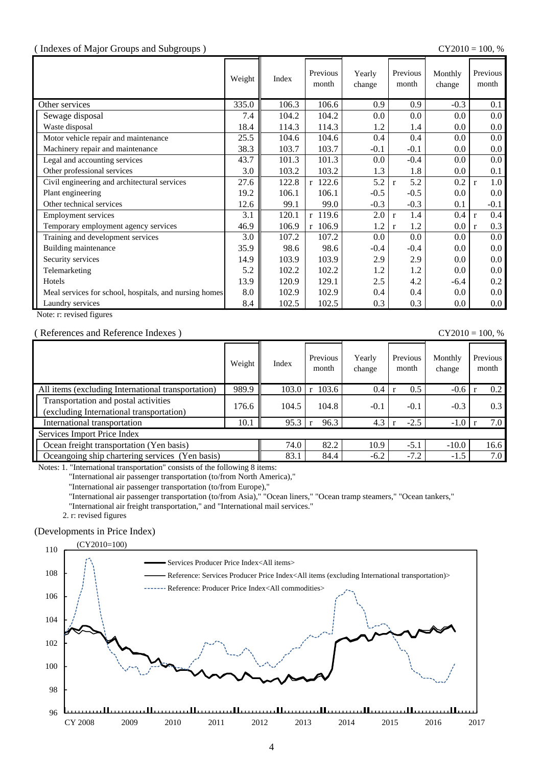( Indexes of Major Groups and Subgroups )

CY2010 = 100, %

| | Weight | Index | Previous month | Yearly change | Previous month | Monthly change | Previous month |
|---|---|---|---|---|---|---|---|
| Other services | 335.0 | 106.3 | 106.6 | 0.9 | 0.9 | -0.3 | 0.1 |
| Sewage disposal | 7.4 | 104.2 | 104.2 | 0.0 | 0.0 | 0.0 | 0.0 |
| Waste disposal | 18.4 | 114.3 | 114.3 | 1.2 | 1.4 | 0.0 | 0.0 |
| Motor vehicle repair and maintenance | 25.5 | 104.6 | 104.6 | 0.4 | 0.4 | 0.0 | 0.0 |
| Machinery repair and maintenance | 38.3 | 103.7 | 103.7 | -0.1 | -0.1 | 0.0 | 0.0 |
| Legal and accounting services | 43.7 | 101.3 | 101.3 | 0.0 | -0.4 | 0.0 | 0.0 |
| Other professional services | 3.0 | 103.2 | 103.2 | 1.3 | 1.8 | 0.0 | 0.1 |
| Civil engineering and architectural services | 27.6 | 122.8 | r 122.6 | 5.2 | r 5.2 | 0.2 | r 1.0 |
| Plant engineering | 19.2 | 106.1 | 106.1 | -0.5 | -0.5 | 0.0 | 0.0 |
| Other technical services | 12.6 | 99.1 | 99.0 | -0.3 | -0.3 | 0.1 | -0.1 |
| Employment services | 3.1 | 120.1 | r 119.6 | 2.0 | r 1.4 | 0.4 | r 0.4 |
| Temporary employment agency services | 46.9 | 106.9 | r 106.9 | 1.2 | r 1.2 | 0.0 | r 0.3 |
| Training and development services | 3.0 | 107.2 | 107.2 | 0.0 | 0.0 | 0.0 | 0.0 |
| Building maintenance | 35.9 | 98.6 | 98.6 | -0.4 | -0.4 | 0.0 | 0.0 |
| Security services | 14.9 | 103.9 | 103.9 | 2.9 | 2.9 | 0.0 | 0.0 |
| Telemarketing | 5.2 | 102.2 | 102.2 | 1.2 | 1.2 | 0.0 | 0.0 |
| Hotels | 13.9 | 120.9 | 129.1 | 2.5 | 4.2 | -6.4 | 0.2 |
| Meal services for school, hospitals, and nursing homes | 8.0 | 102.9 | 102.9 | 0.4 | 0.4 | 0.0 | 0.0 |
| Laundry services | 8.4 | 102.5 | 102.5 | 0.3 | 0.3 | 0.0 | 0.0 |

Note: r: revised figures

( References and Reference Indexes )

CY2010 = 100, %

| | Weight | Index | Previous month | Yearly change | Previous month | Monthly change | Previous month |
|---|---|---|---|---|---|---|---|
| All items (excluding International transportation) | 989.9 | 103.0 | r 103.6 | 0.4 | r 0.5 | -0.6 | r 0.2 |
| Transportation and postal activities (excluding International transportation) | 176.6 | 104.5 | 104.8 | -0.1 | -0.1 | -0.3 | 0.3 |
| International transportation | 10.1 | 95.3 | r 96.3 | 4.3 | r -2.5 | -1.0 | r 7.0 |
| Services Import Price Index | | | | | | | |
| Ocean freight transportation (Yen basis) | | 74.0 | 82.2 | 10.9 | -5.1 | -10.0 | 16.6 |
| Oceangoing ship chartering services (Yen basis) | | 83.1 | 84.4 | -6.2 | -7.2 | -1.5 | 7.0 |

Notes: 1. "International transportation" consists of the following 8 items:
"International air passenger transportation (to/from North America),"
"International air passenger transportation (to/from Europe),"
"International air passenger transportation (to/from Asia)," "Ocean liners," "Ocean tramp steamers," "Ocean tankers,"
"International air freight transportation," and "International mail services."
2. r: revised figures

(Developments in Price Index)

(CY2010=100)

- Services Producer Price Index<All items>
- Reference: Services Producer Price Index<All items (excluding International transportation)>
- Reference: Producer Price Index<All commodities>

CY 2008, 2009, 2010, 2011, 2012, 2013, 2014, 2015, 2016, 2017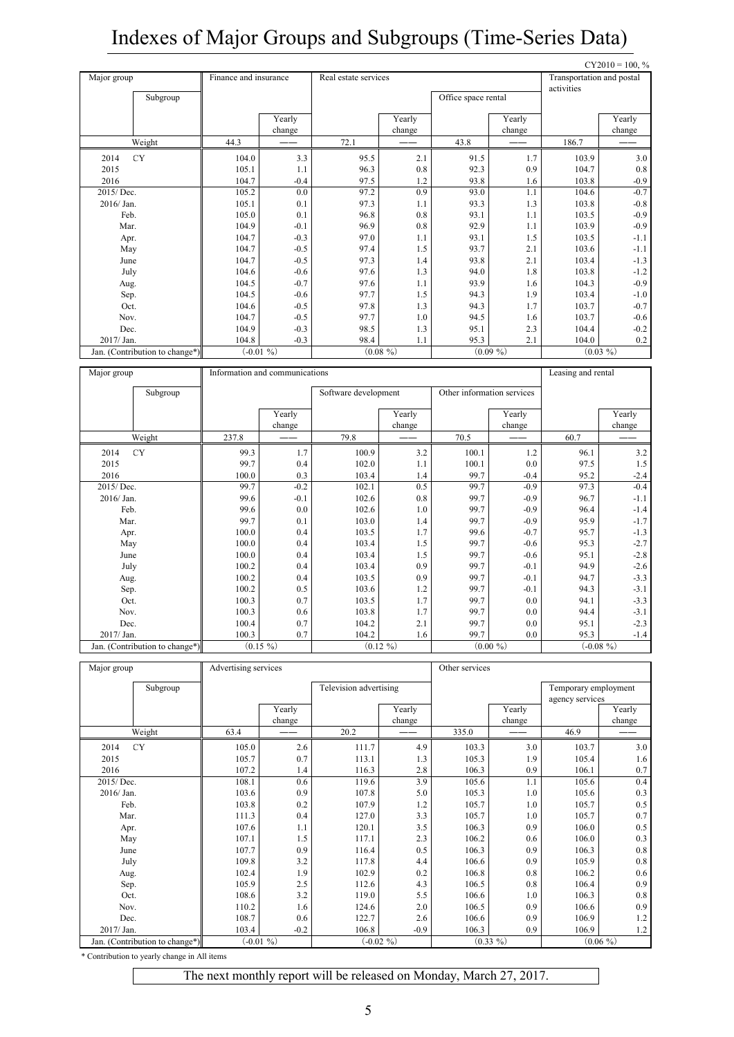# Indexes of Major Groups and Subgroups (Time-Series Data)

CY2010 = 100, %

| Major group | Finance and insurance | | Real estate services | | | | Transportation and postal activities | |
|---|---|---|---|---|---|---|---|---|
| Subgroup | | | | | Office space rental | | | |
| | | Yearly change | | Yearly change | | Yearly change | | Yearly change |
| Weight | 44.3 | —— | 72.1 | —— | 43.8 | —— | 186.7 | —— |
| 2014 CY | 104.0 | 3.3 | 95.5 | 2.1 | 91.5 | 1.7 | 103.9 | 3.0 |
| 2015 | 105.1 | 1.1 | 96.3 | 0.8 | 92.3 | 0.9 | 104.7 | 0.8 |
| 2016 | 104.7 | -0.4 | 97.5 | 1.2 | 93.8 | 1.6 | 103.8 | -0.9 |
| 2015/ Dec. | 105.2 | 0.0 | 97.2 | 0.9 | 93.0 | 1.1 | 104.6 | -0.7 |
| 2016/ Jan. | 105.1 | 0.1 | 97.3 | 1.1 | 93.3 | 1.3 | 103.8 | -0.8 |
| Feb. | 105.0 | 0.1 | 96.8 | 0.8 | 93.1 | 1.1 | 103.5 | -0.9 |
| Mar. | 104.9 | -0.1 | 96.9 | 0.8 | 92.9 | 1.1 | 103.9 | -0.9 |
| Apr. | 104.7 | -0.3 | 97.0 | 1.1 | 93.1 | 1.5 | 103.5 | -1.1 |
| May | 104.7 | -0.5 | 97.4 | 1.5 | 93.7 | 2.1 | 103.6 | -1.1 |
| June | 104.7 | -0.5 | 97.3 | 1.4 | 93.8 | 2.1 | 103.4 | -1.3 |
| July | 104.6 | -0.6 | 97.6 | 1.3 | 94.0 | 1.8 | 103.8 | -1.2 |
| Aug. | 104.5 | -0.7 | 97.6 | 1.1 | 93.9 | 1.6 | 104.3 | -0.9 |
| Sep. | 104.5 | -0.6 | 97.7 | 1.5 | 94.3 | 1.9 | 103.4 | -1.0 |
| Oct. | 104.6 | -0.5 | 97.8 | 1.3 | 94.3 | 1.7 | 103.7 | -0.7 |
| Nov. | 104.7 | -0.5 | 97.7 | 1.0 | 94.5 | 1.6 | 103.7 | -0.6 |
| Dec. | 104.9 | -0.3 | 98.5 | 1.3 | 95.1 | 2.3 | 104.4 | -0.2 |
| 2017/ Jan. | 104.8 | -0.3 | 98.4 | 1.1 | 95.3 | 2.1 | 104.0 | 0.2 |
| Jan. (Contribution to change*) | (-0.01 %) | | (0.08 %) | | (0.09 %) | | (0.03 %) | |

| Major group | Information and communications | | | | | | Leasing and rental | |
|---|---|---|---|---|---|---|---|---|
| Subgroup | | | Software development | | Other information services | | | |
| | | Yearly change | | Yearly change | | Yearly change | | Yearly change |
| Weight | 237.8 | —— | 79.8 | —— | 70.5 | —— | 60.7 | —— |
| 2014 CY | 99.3 | 1.7 | 100.9 | 3.2 | 100.1 | 1.2 | 96.1 | 3.2 |
| 2015 | 99.7 | 0.4 | 102.0 | 1.1 | 100.1 | 0.0 | 97.5 | 1.5 |
| 2016 | 100.0 | 0.3 | 103.4 | 1.4 | 99.7 | -0.4 | 95.2 | -2.4 |
| 2015/ Dec. | 99.7 | -0.2 | 102.1 | 0.5 | 99.7 | -0.9 | 97.3 | -0.4 |
| 2016/ Jan. | 99.6 | -0.1 | 102.6 | 0.8 | 99.7 | -0.9 | 96.7 | -1.1 |
| Feb. | 99.6 | 0.0 | 102.6 | 1.0 | 99.7 | -0.9 | 96.4 | -1.4 |
| Mar. | 99.7 | 0.1 | 103.0 | 1.4 | 99.7 | -0.9 | 95.9 | -1.7 |
| Apr. | 100.0 | 0.4 | 103.5 | 1.7 | 99.6 | -0.7 | 95.7 | -1.3 |
| May | 100.0 | 0.4 | 103.4 | 1.5 | 99.7 | -0.6 | 95.3 | -2.7 |
| June | 100.0 | 0.4 | 103.4 | 1.5 | 99.7 | -0.6 | 95.1 | -2.8 |
| July | 100.2 | 0.4 | 103.4 | 0.9 | 99.7 | -0.1 | 94.9 | -2.6 |
| Aug. | 100.2 | 0.4 | 103.5 | 0.9 | 99.7 | -0.1 | 94.7 | -3.3 |
| Sep. | 100.2 | 0.5 | 103.6 | 1.2 | 99.7 | -0.1 | 94.3 | -3.1 |
| Oct. | 100.3 | 0.7 | 103.5 | 1.7 | 99.7 | 0.0 | 94.1 | -3.3 |
| Nov. | 100.3 | 0.6 | 103.8 | 1.7 | 99.7 | 0.0 | 94.4 | -3.1 |
| Dec. | 100.4 | 0.7 | 104.2 | 2.1 | 99.7 | 0.0 | 95.1 | -2.3 |
| 2017/ Jan. | 100.3 | 0.7 | 104.2 | 1.6 | 99.7 | 0.0 | 95.3 | -1.4 |
| Jan. (Contribution to change*) | (0.15 %) | | (0.12 %) | | (0.00 %) | | (-0.08 %) | |

| Major group | Advertising services | | | | Other services | | | |
|---|---|---|---|---|---|---|---|---|
| Subgroup | | | Television advertising | | | | Temporary employment agency services | |
| | | Yearly change | | Yearly change | | Yearly change | | Yearly change |
| Weight | 63.4 | —— | 20.2 | —— | 335.0 | —— | 46.9 | —— |
| 2014 CY | 105.0 | 2.6 | 111.7 | 4.9 | 103.3 | 3.0 | 103.7 | 3.0 |
| 2015 | 105.7 | 0.7 | 113.1 | 1.3 | 105.3 | 1.9 | 105.4 | 1.6 |
| 2016 | 107.2 | 1.4 | 116.3 | 2.8 | 106.3 | 0.9 | 106.1 | 0.7 |
| 2015/ Dec. | 108.1 | 0.6 | 119.6 | 3.9 | 105.6 | 1.1 | 105.6 | 0.4 |
| 2016/ Jan. | 103.6 | 0.9 | 107.8 | 5.0 | 105.3 | 1.0 | 105.6 | 0.3 |
| Feb. | 103.8 | 0.2 | 107.9 | 1.2 | 105.7 | 1.0 | 105.7 | 0.5 |
| Mar. | 111.3 | 0.4 | 127.0 | 3.3 | 105.7 | 1.0 | 105.7 | 0.7 |
| Apr. | 107.6 | 1.1 | 120.1 | 3.5 | 106.3 | 0.9 | 106.0 | 0.5 |
| May | 107.1 | 1.5 | 117.1 | 2.3 | 106.2 | 0.6 | 106.0 | 0.3 |
| June | 107.7 | 0.9 | 116.4 | 0.5 | 106.3 | 0.9 | 106.3 | 0.8 |
| July | 109.8 | 3.2 | 117.8 | 4.4 | 106.6 | 0.9 | 105.9 | 0.8 |
| Aug. | 102.4 | 1.9 | 102.9 | 0.2 | 106.8 | 0.8 | 106.2 | 0.6 |
| Sep. | 105.9 | 2.5 | 112.6 | 4.3 | 106.5 | 0.8 | 106.4 | 0.9 |
| Oct. | 108.6 | 3.2 | 119.0 | 5.5 | 106.6 | 1.0 | 106.3 | 0.8 |
| Nov. | 110.2 | 1.6 | 124.6 | 2.0 | 106.5 | 0.9 | 106.6 | 0.9 |
| Dec. | 108.7 | 0.6 | 122.7 | 2.6 | 106.6 | 0.9 | 106.9 | 1.2 |
| 2017/ Jan. | 103.4 | -0.2 | 106.8 | -0.9 | 106.3 | 0.9 | 106.9 | 1.2 |
| Jan. (Contribution to change*) | (-0.01 %) | | (-0.02 %) | | (0.33 %) | | (0.06 %) | |

* Contribution to yearly change in All items

The next monthly report will be released on Monday, March 27, 2017.